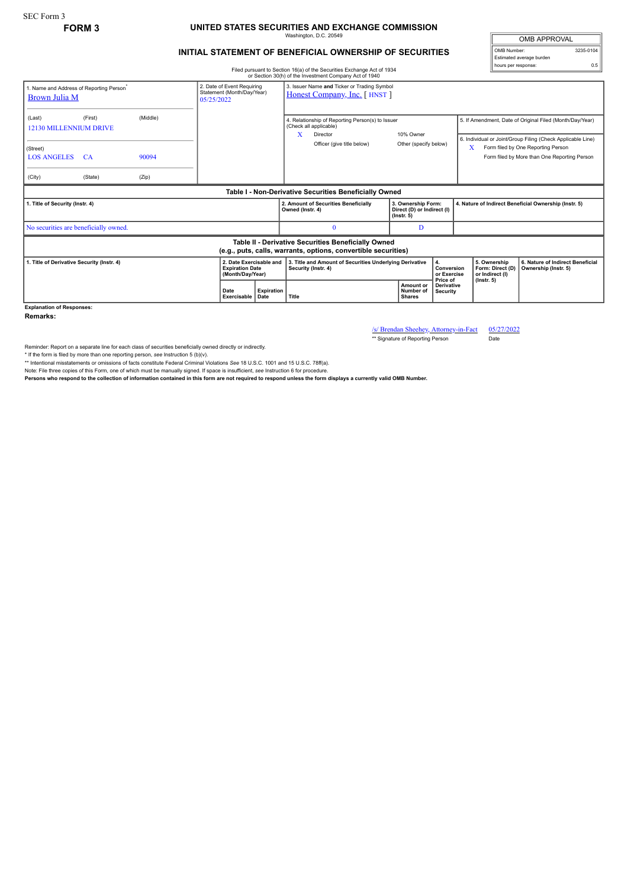SEC Form 3

**FORM 3**

# UNITED STATES SECURITIES AND EXCHANGE COMMISSION

Washington, D.C. 20549

## INITIAL STATEMENT OF BENEFICIAL OWNERSHIP OF SECURITIES

Filed pursuant to Section 16(a) of the Securities Exchange Act of 1934 or Section 30(h) of the Investment Company Act of 1940

| OMB APPROVAL | |
|---|---|
| OMB Number: | 3235-0104 |
| Estimated average burden hours per response: | 0.5 |

| 1. Name and Address of Reporting Person* | 2. Date of Event Requiring Statement (Month/Day/Year) | 3. Issuer Name and Ticker or Trading Symbol |
|---|---|---|
| Brown Julia M | 05/25/2022 | Honest Company, Inc. [ HNST ] |
| (Last) (First) (Middle)<br>12130 MILLENNIUM DRIVE | | 4. Relationship of Reporting Person(s) to Issuer (Check all applicable)<br>X Director<br>10% Owner<br>Officer (give title below)<br>Other (specify below) |
| (Street)<br>LOS ANGELES CA 90094 | | 5. If Amendment, Date of Original Filed (Month/Day/Year) |
| (City) (State) (Zip) | | 6. Individual or Joint/Group Filing (Check Applicable Line)<br>X Form filed by One Reporting Person<br>Form filed by More than One Reporting Person |

**Table I - Non-Derivative Securities Beneficially Owned**

| 1. Title of Security (Instr. 4) | 2. Amount of Securities Beneficially Owned (Instr. 4) | 3. Ownership Form: Direct (D) or Indirect (I) (Instr. 5) | 4. Nature of Indirect Beneficial Ownership (Instr. 5) |
|---|---|---|---|
| No securities are beneficially owned. | 0 | D | |

**Table II - Derivative Securities Beneficially Owned (e.g., puts, calls, warrants, options, convertible securities)**

| 1. Title of Derivative Security (Instr. 4) | 2. Date Exercisable and Expiration Date (Month/Day/Year) | | 3. Title and Amount of Securities Underlying Derivative Security (Instr. 4) | | 4. Conversion or Exercise Price of Derivative Security | 5. Ownership Form: Direct (D) or Indirect (I) (Instr. 5) | 6. Nature of Indirect Beneficial Ownership (Instr. 5) |
|---|---|---|---|---|---|---|---|
| | Date Exercisable | Expiration Date | Title | Amount or Number of Shares | | | |

**Explanation of Responses:**

**Remarks:**

/s/ Brendan Sheehey, Attorney-in-Fact 05/27/2022

** Signature of Reporting Person Date

Reminder: Report on a separate line for each class of securities beneficially owned directly or indirectly.

* If the form is filed by more than one reporting person, *see* Instruction 5 (b)(v).

** Intentional misstatements or omissions of facts constitute Federal Criminal Violations *See* 18 U.S.C. 1001 and 15 U.S.C. 78ff(a).

Note: File three copies of this Form, one of which must be manually signed. If space is insufficient, *see* Instruction 6 for procedure.

**Persons who respond to the collection of information contained in this form are not required to respond unless the form displays a currently valid OMB Number.**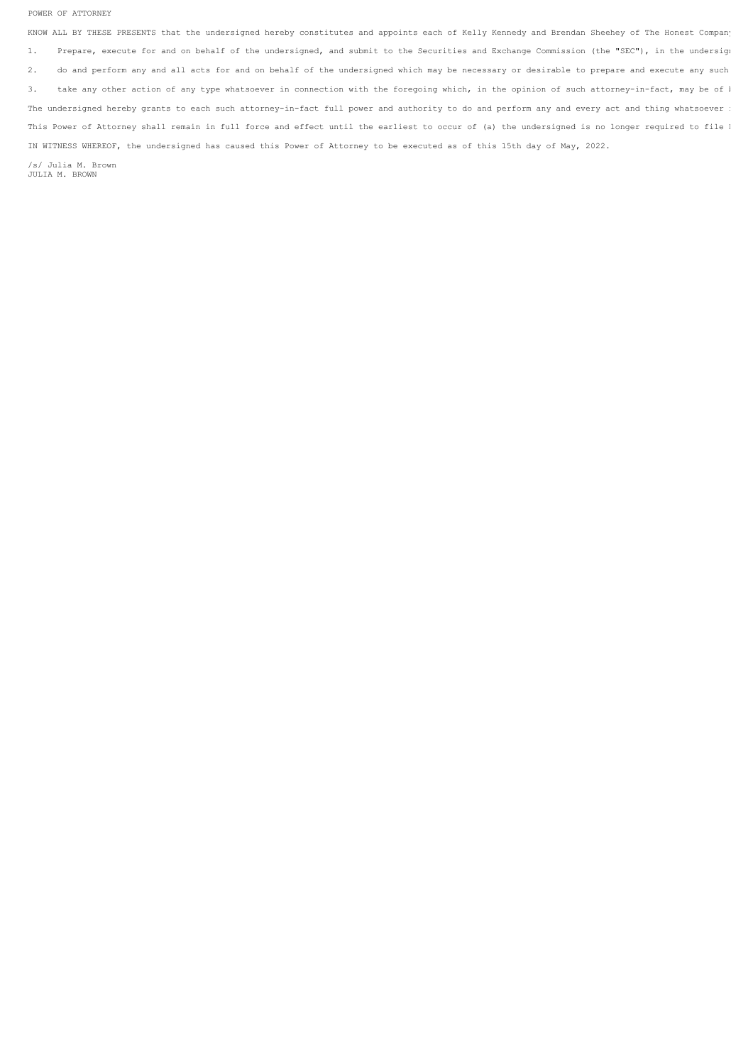POWER OF ATTORNEY

KNOW ALL BY THESE PRESENTS that the undersigned hereby constitutes and appoints each of Kelly Kennedy and Brendan Sheehey of The Honest Compan

1. Prepare, execute for and on behalf of the undersigned, and submit to the Securities and Exchange Commission (the "SEC"), in the undersign

2. do and perform any and all acts for and on behalf of the undersigned which may be necessary or desirable to prepare and execute any such

3. take any other action of any type whatsoever in connection with the foregoing which, in the opinion of such attorney-in-fact, may be of I

The undersigned hereby grants to each such attorney-in-fact full power and authority to do and perform any and every act and thing whatsoever i

This Power of Attorney shall remain in full force and effect until the earliest to occur of (a) the undersigned is no longer required to file I

IN WITNESS WHEREOF, the undersigned has caused this Power of Attorney to be executed as of this 15th day of May, 2022.

/s/ Julia M. Brown
JULIA M. BROWN